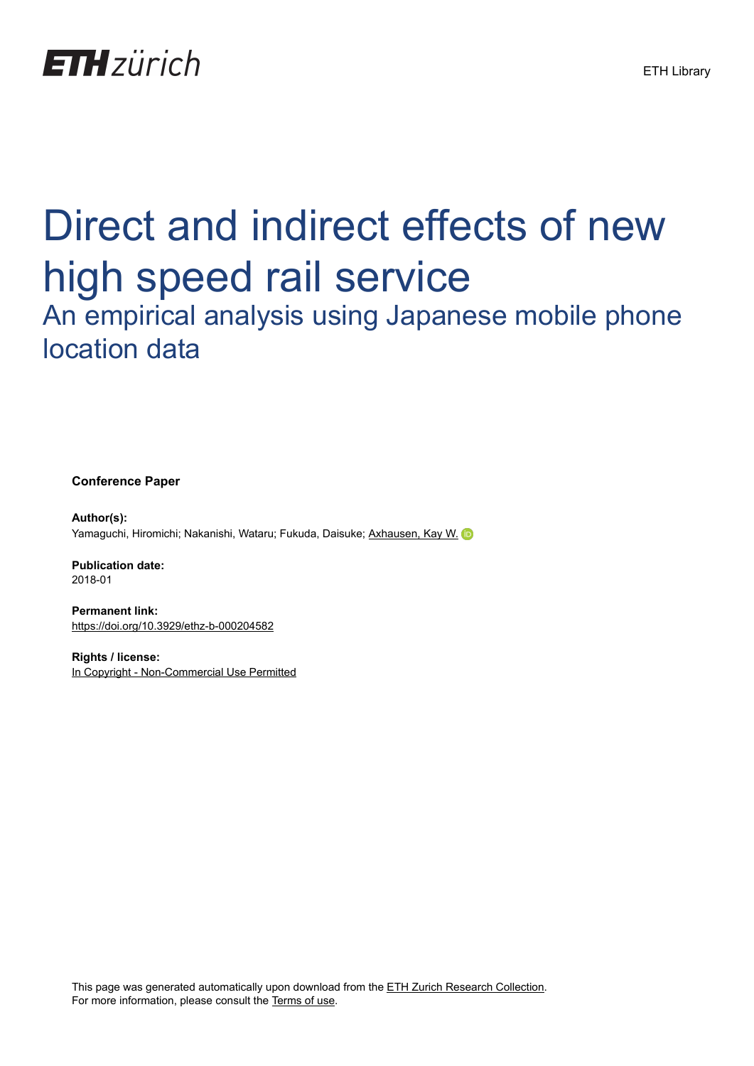# Direct and indirect effects of new high speed rail service

## An empirical analysis using Japanese mobile phone location data

**Conference Paper**

**Author(s):**
Yamaguchi, Hiromichi; Nakanishi, Wataru; Fukuda, Daisuke; Axhausen, Kay W.

**Publication date:**
2018-01

**Permanent link:**
https://doi.org/10.3929/ethz-b-000204582

**Rights / license:**
In Copyright - Non-Commercial Use Permitted

This page was generated automatically upon download from the ETH Zurich Research Collection.
For more information, please consult the Terms of use.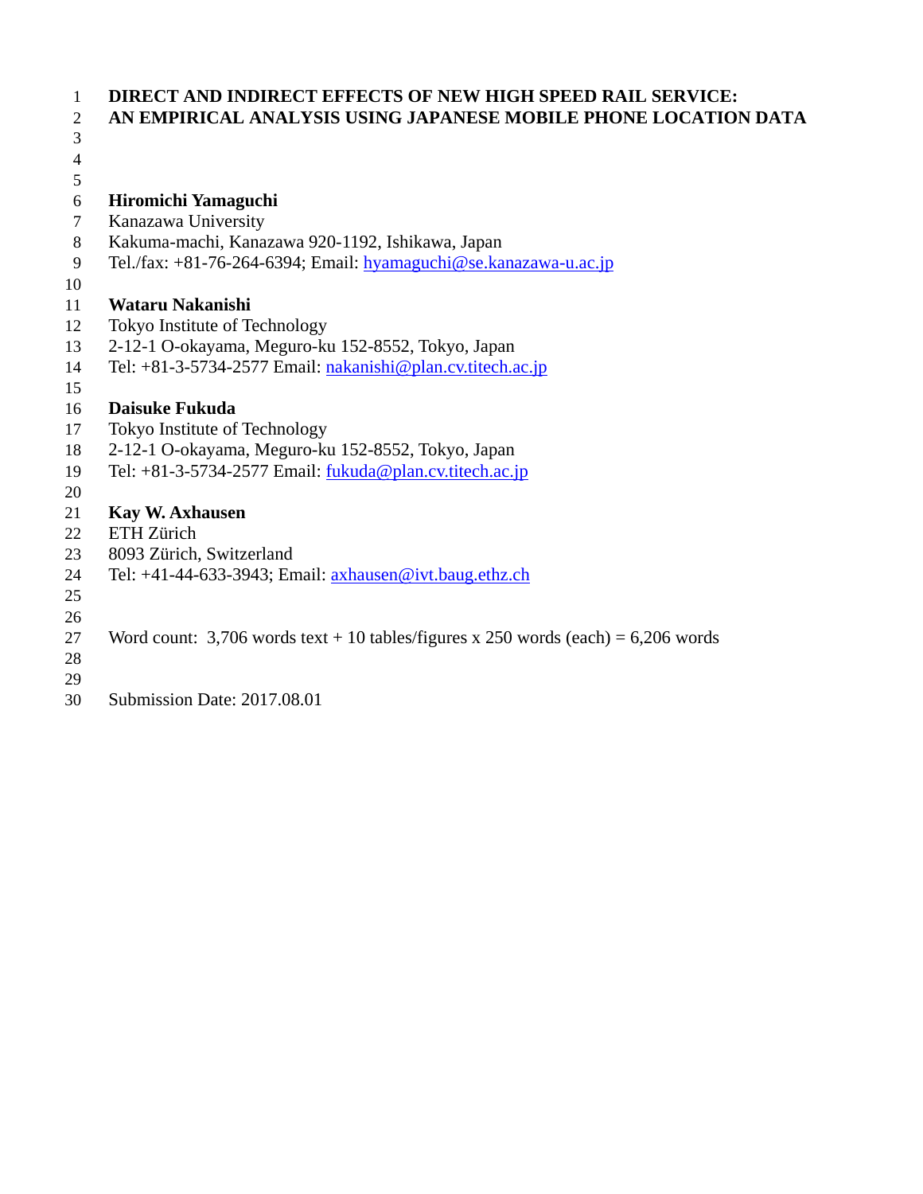# DIRECT AND INDIRECT EFFECTS OF NEW HIGH SPEED RAIL SERVICE: AN EMPIRICAL ANALYSIS USING JAPANESE MOBILE PHONE LOCATION DATA

**Hiromichi Yamaguchi**
Kanazawa University
Kakuma-machi, Kanazawa 920-1192, Ishikawa, Japan
Tel./fax: +81-76-264-6394; Email: hyamaguchi@se.kanazawa-u.ac.jp

**Wataru Nakanishi**
Tokyo Institute of Technology
2-12-1 O-okayama, Meguro-ku 152-8552, Tokyo, Japan
Tel: +81-3-5734-2577 Email: nakanishi@plan.cv.titech.ac.jp

**Daisuke Fukuda**
Tokyo Institute of Technology
2-12-1 O-okayama, Meguro-ku 152-8552, Tokyo, Japan
Tel: +81-3-5734-2577 Email: fukuda@plan.cv.titech.ac.jp

**Kay W. Axhausen**
ETH Zürich
8093 Zürich, Switzerland
Tel: +41-44-633-3943; Email: axhausen@ivt.baug.ethz.ch

Word count: 3,706 words text + 10 tables/figures x 250 words (each) = 6,206 words

Submission Date: 2017.08.01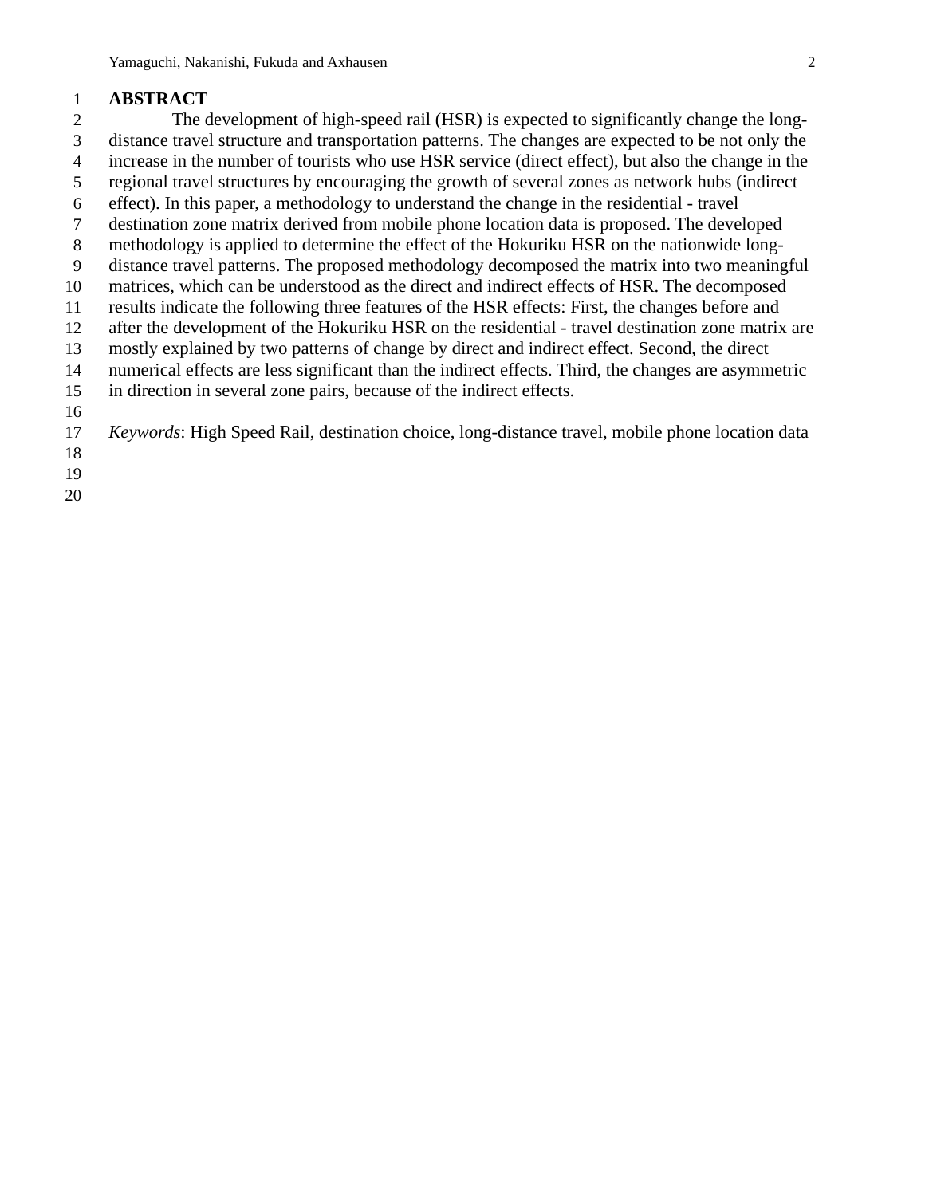## ABSTRACT

The development of high-speed rail (HSR) is expected to significantly change the long-distance travel structure and transportation patterns. The changes are expected to be not only the increase in the number of tourists who use HSR service (direct effect), but also the change in the regional travel structures by encouraging the growth of several zones as network hubs (indirect effect). In this paper, a methodology to understand the change in the residential - travel destination zone matrix derived from mobile phone location data is proposed. The developed methodology is applied to determine the effect of the Hokuriku HSR on the nationwide long-distance travel patterns. The proposed methodology decomposed the matrix into two meaningful matrices, which can be understood as the direct and indirect effects of HSR. The decomposed results indicate the following three features of the HSR effects: First, the changes before and after the development of the Hokuriku HSR on the residential - travel destination zone matrix are mostly explained by two patterns of change by direct and indirect effect. Second, the direct numerical effects are less significant than the indirect effects. Third, the changes are asymmetric in direction in several zone pairs, because of the indirect effects.

*Keywords*: High Speed Rail, destination choice, long-distance travel, mobile phone location data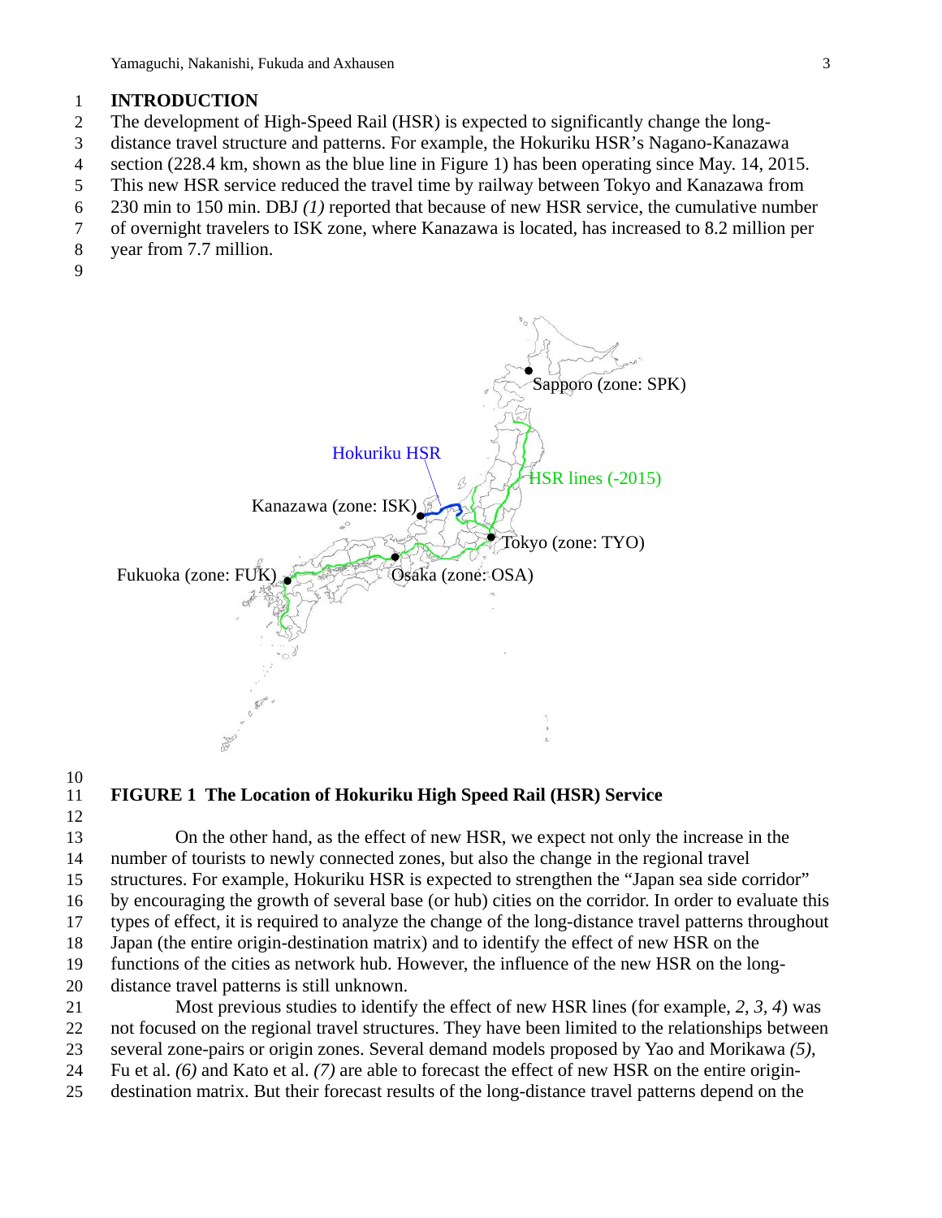## INTRODUCTION

The development of High-Speed Rail (HSR) is expected to significantly change the long-distance travel structure and patterns. For example, the Hokuriku HSR's Nagano-Kanazawa section (228.4 km, shown as the blue line in Figure 1) has been operating since May. 14, 2015. This new HSR service reduced the travel time by railway between Tokyo and Kanazawa from 230 min to 150 min. DBJ *(1)* reported that because of new HSR service, the cumulative number of overnight travelers to ISK zone, where Kanazawa is located, has increased to 8.2 million per year from 7.7 million.

**FIGURE 1 The Location of Hokuriku High Speed Rail (HSR) Service**

On the other hand, as the effect of new HSR, we expect not only the increase in the number of tourists to newly connected zones, but also the change in the regional travel structures. For example, Hokuriku HSR is expected to strengthen the "Japan sea side corridor" by encouraging the growth of several base (or hub) cities on the corridor. In order to evaluate this types of effect, it is required to analyze the change of the long-distance travel patterns throughout Japan (the entire origin-destination matrix) and to identify the effect of new HSR on the functions of the cities as network hub. However, the influence of the new HSR on the long-distance travel patterns is still unknown.

Most previous studies to identify the effect of new HSR lines (for example, *2, 3, 4*) was not focused on the regional travel structures. They have been limited to the relationships between several zone-pairs or origin zones. Several demand models proposed by Yao and Morikawa *(5)*, Fu et al. *(6)* and Kato et al. *(7)* are able to forecast the effect of new HSR on the entire origin-destination matrix. But their forecast results of the long-distance travel patterns depend on the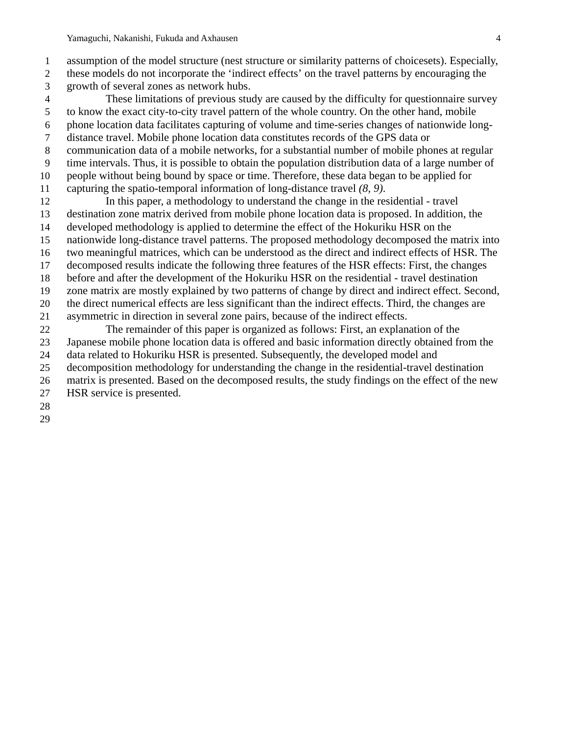assumption of the model structure (nest structure or similarity patterns of choicesets). Especially, these models do not incorporate the 'indirect effects' on the travel patterns by encouraging the growth of several zones as network hubs.

These limitations of previous study are caused by the difficulty for questionnaire survey to know the exact city-to-city travel pattern of the whole country. On the other hand, mobile phone location data facilitates capturing of volume and time-series changes of nationwide long-distance travel. Mobile phone location data constitutes records of the GPS data or communication data of a mobile networks, for a substantial number of mobile phones at regular time intervals. Thus, it is possible to obtain the population distribution data of a large number of people without being bound by space or time. Therefore, these data began to be applied for capturing the spatio-temporal information of long-distance travel *(8, 9)*.

In this paper, a methodology to understand the change in the residential - travel destination zone matrix derived from mobile phone location data is proposed. In addition, the developed methodology is applied to determine the effect of the Hokuriku HSR on the nationwide long-distance travel patterns. The proposed methodology decomposed the matrix into two meaningful matrices, which can be understood as the direct and indirect effects of HSR. The decomposed results indicate the following three features of the HSR effects: First, the changes before and after the development of the Hokuriku HSR on the residential - travel destination zone matrix are mostly explained by two patterns of change by direct and indirect effect. Second, the direct numerical effects are less significant than the indirect effects. Third, the changes are asymmetric in direction in several zone pairs, because of the indirect effects.

The remainder of this paper is organized as follows: First, an explanation of the Japanese mobile phone location data is offered and basic information directly obtained from the data related to Hokuriku HSR is presented. Subsequently, the developed model and decomposition methodology for understanding the change in the residential-travel destination matrix is presented. Based on the decomposed results, the study findings on the effect of the new HSR service is presented.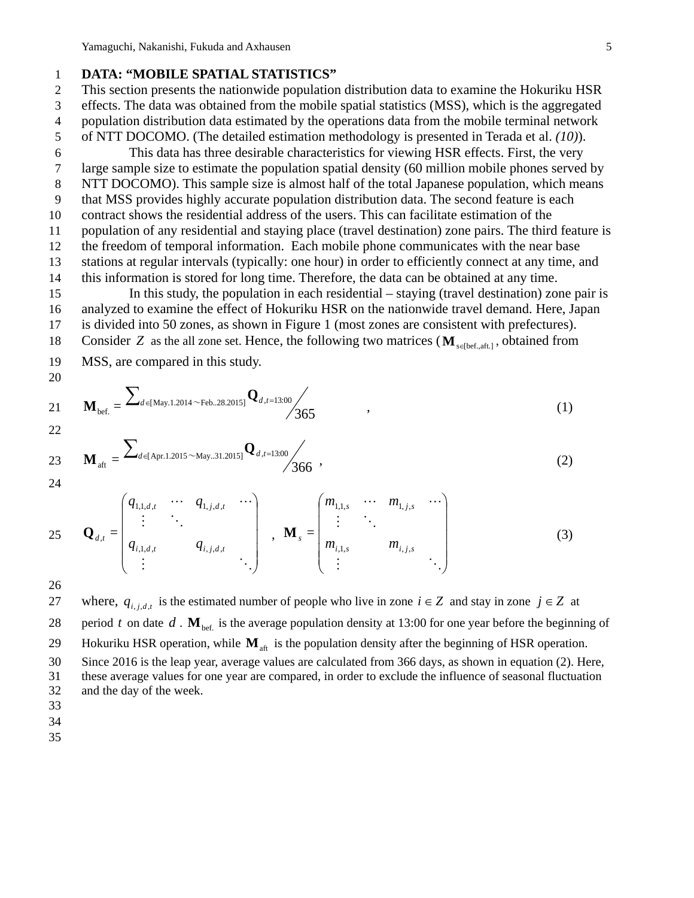## DATA: "MOBILE SPATIAL STATISTICS"

This section presents the nationwide population distribution data to examine the Hokuriku HSR effects. The data was obtained from the mobile spatial statistics (MSS), which is the aggregated population distribution data estimated by the operations data from the mobile terminal network of NTT DOCOMO. (The detailed estimation methodology is presented in Terada et al. *(10)*).

This data has three desirable characteristics for viewing HSR effects. First, the very large sample size to estimate the population spatial density (60 million mobile phones served by NTT DOCOMO). This sample size is almost half of the total Japanese population, which means that MSS provides highly accurate population distribution data. The second feature is each contract shows the residential address of the users. This can facilitate estimation of the population of any residential and staying place (travel destination) zone pairs. The third feature is the freedom of temporal information. Each mobile phone communicates with the near base stations at regular intervals (typically: one hour) in order to efficiently connect at any time, and this information is stored for long time. Therefore, the data can be obtained at any time.

In this study, the population in each residential – staying (travel destination) zone pair is analyzed to examine the effect of Hokuriku HSR on the nationwide travel demand. Here, Japan is divided into 50 zones, as shown in Figure 1 (most zones are consistent with prefectures). Consider $Z$ as the all zone set. Hence, the following two matrices ($\mathbf{M}_{s\in[\text{bef.},\text{aft.}]}$, obtained from MSS, are compared in this study.

$$\mathbf{M}_{\text{bef.}} = \sum_{d\in[\text{May.1.2014}\sim\text{Feb..28.2015}]}\mathbf{Q}_{d,t=13:00} \Big/ 365 \quad , \tag{1}$$

$$\mathbf{M}_{\text{aft}} = \sum_{d\in[\text{Apr.1.2015}\sim\text{May..31.2015}]}\mathbf{Q}_{d,t=13:00} \Big/ 366 \quad , \tag{2}$$

$$\mathbf{Q}_{d,t} = \begin{pmatrix} q_{1,1,d,t} & \cdots & q_{1,j,d,t} & \cdots \\ \vdots & \ddots & & \\ q_{i,1,d,t} & & q_{i,j,d,t} & \\ \vdots & & & \ddots \end{pmatrix}, \quad \mathbf{M}_s = \begin{pmatrix} m_{1,1,s} & \cdots & m_{1,j,s} & \cdots \\ \vdots & \ddots & & \\ m_{i,1,s} & & m_{i,j,s} & \\ \vdots & & & \ddots \end{pmatrix} \tag{3}$$

where, $q_{i,j,d,t}$ is the estimated number of people who live in zone $i \in Z$ and stay in zone $j \in Z$ at period $t$ on date $d$. $\mathbf{M}_{\text{bef.}}$ is the average population density at 13:00 for one year before the beginning of Hokuriku HSR operation, while $\mathbf{M}_{\text{aft}}$ is the population density after the beginning of HSR operation. Since 2016 is the leap year, average values are calculated from 366 days, as shown in equation (2). Here, these average values for one year are compared, in order to exclude the influence of seasonal fluctuation and the day of the week.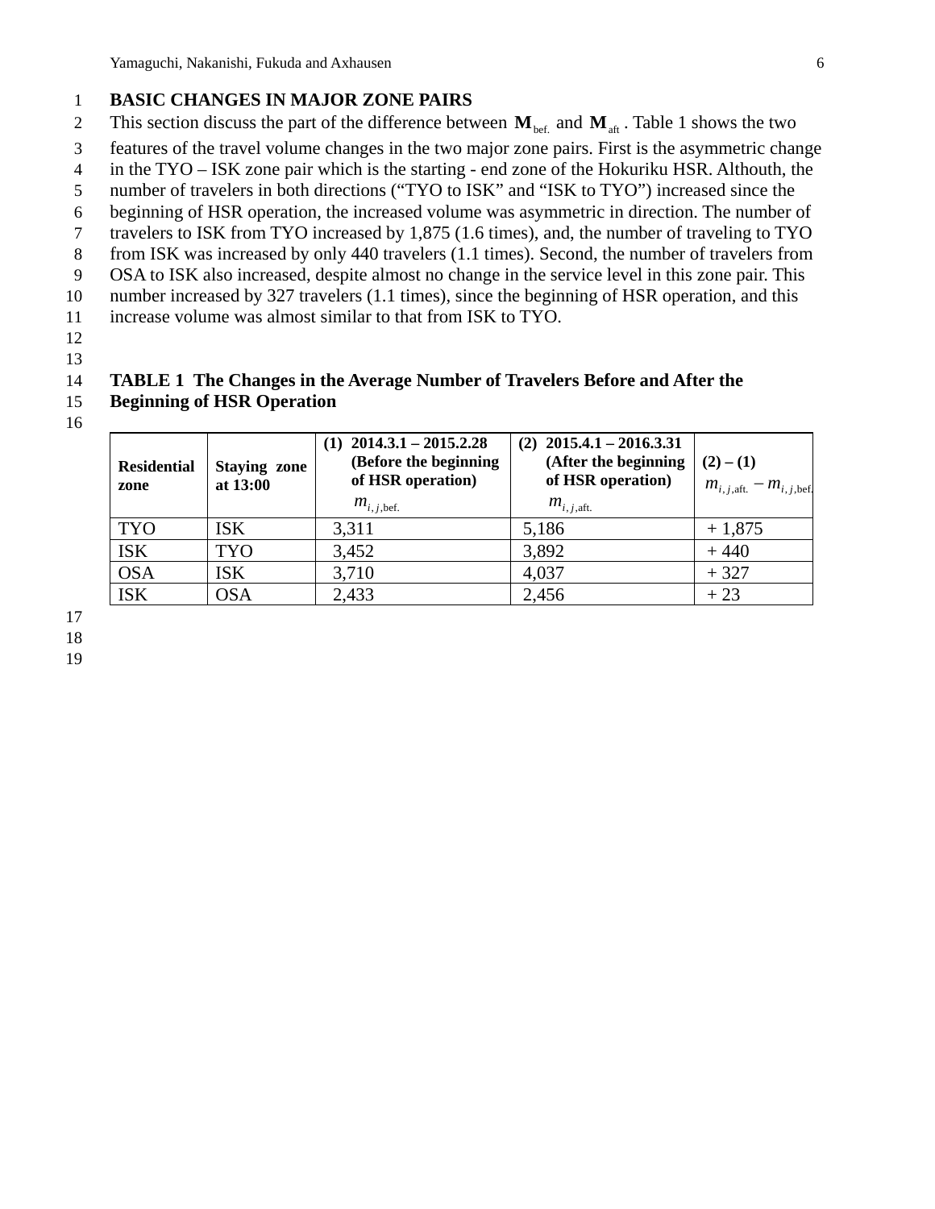## BASIC CHANGES IN MAJOR ZONE PAIRS

This section discuss the part of the difference between $\mathbf{M}_{\text{bef.}}$ and $\mathbf{M}_{\text{aft}}$. Table 1 shows the two features of the travel volume changes in the two major zone pairs. First is the asymmetric change in the TYO – ISK zone pair which is the starting - end zone of the Hokuriku HSR. Althouth, the number of travelers in both directions ("TYO to ISK" and "ISK to TYO") increased since the beginning of HSR operation, the increased volume was asymmetric in direction. The number of travelers to ISK from TYO increased by 1,875 (1.6 times), and, the number of traveling to TYO from ISK was increased by only 440 travelers (1.1 times). Second, the number of travelers from OSA to ISK also increased, despite almost no change in the service level in this zone pair. This number increased by 327 travelers (1.1 times), since the beginning of HSR operation, and this increase volume was almost similar to that from ISK to TYO.

**TABLE 1 The Changes in the Average Number of Travelers Before and After the Beginning of HSR Operation**

| Residential zone | Staying zone at 13:00 | (1) 2014.3.1 – 2015.2.28 (Before the beginning of HSR operation) $m_{i,j,\text{bef.}}$ | (2) 2015.4.1 – 2016.3.31 (After the beginning of HSR operation) $m_{i,j,\text{aft.}}$ | (2) – (1) $m_{i,j,\text{aft.}} - m_{i,j,\text{bef.}}$ |
|---|---|---|---|---|
| TYO | ISK | 3,311 | 5,186 | + 1,875 |
| ISK | TYO | 3,452 | 3,892 | + 440 |
| OSA | ISK | 3,710 | 4,037 | + 327 |
| ISK | OSA | 2,433 | 2,456 | + 23 |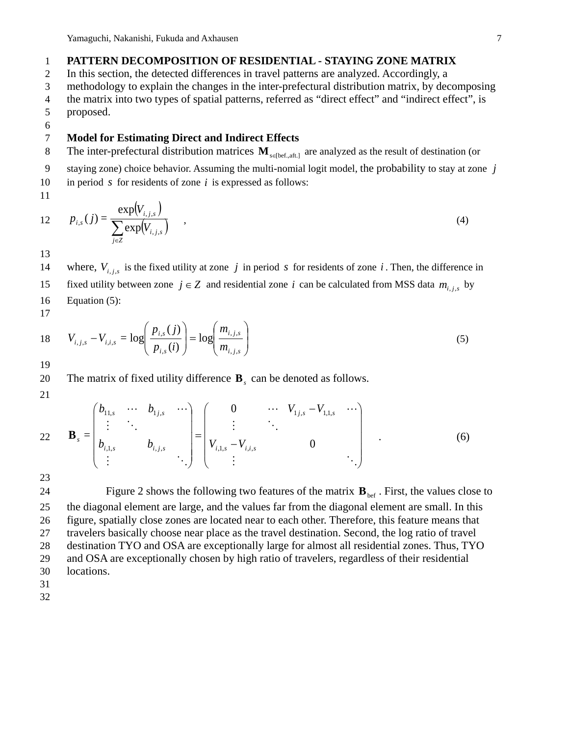# PATTERN DECOMPOSITION OF RESIDENTIAL - STAYING ZONE MATRIX

In this section, the detected differences in travel patterns are analyzed. Accordingly, a methodology to explain the changes in the inter-prefectural distribution matrix, by decomposing the matrix into two types of spatial patterns, referred as "direct effect" and "indirect effect", is proposed.

## Model for Estimating Direct and Indirect Effects

The inter-prefectural distribution matrices $\mathbf{M}_{s\in[\text{bef.,aft.}]}$ are analyzed as the result of destination (or staying zone) choice behavior. Assuming the multi-nomial logit model, the probability to stay at zone $j$ in period $s$ for residents of zone $i$ is expressed as follows:

$$p_{i,s}(j) = \frac{\exp(V_{i,j,s})}{\sum_{j\in Z}\exp(V_{i,j,s})} \quad , \tag{4}$$

where, $V_{i,j,s}$ is the fixed utility at zone $j$ in period $s$ for residents of zone $i$. Then, the difference in fixed utility between zone $j \in Z$ and residential zone $i$ can be calculated from MSS data $m_{i,j,s}$ by Equation (5):

$$V_{i,j,s} - V_{i,i,s} = \log\left(\frac{p_{i,s}(j)}{p_{i,s}(i)}\right) = \log\left(\frac{m_{i,j,s}}{m_{i,j,s}}\right) \tag{5}$$

The matrix of fixed utility difference $\mathbf{B}_s$ can be denoted as follows.

$$\mathbf{B}_s = \begin{pmatrix} b_{11,s} & \cdots & b_{1j,s} & \cdots \\ \vdots & \ddots & & \\ b_{i,1,s} & & b_{i,j,s} & \\ \vdots & & & \ddots \end{pmatrix} = \begin{pmatrix} 0 & \cdots & V_{1j,s} - V_{1,1,s} & \cdots \\ \vdots & \ddots & & \\ V_{i,1,s} - V_{i,i,s} & & 0 & \\ \vdots & & & \ddots \end{pmatrix} \quad . \tag{6}$$

Figure 2 shows the following two features of the matrix $\mathbf{B}_{\text{bef}}$. First, the values close to the diagonal element are large, and the values far from the diagonal element are small. In this figure, spatially close zones are located near to each other. Therefore, this feature means that travelers basically choose near place as the travel destination. Second, the log ratio of travel destination TYO and OSA are exceptionally large for almost all residential zones. Thus, TYO and OSA are exceptionally chosen by high ratio of travelers, regardless of their residential locations.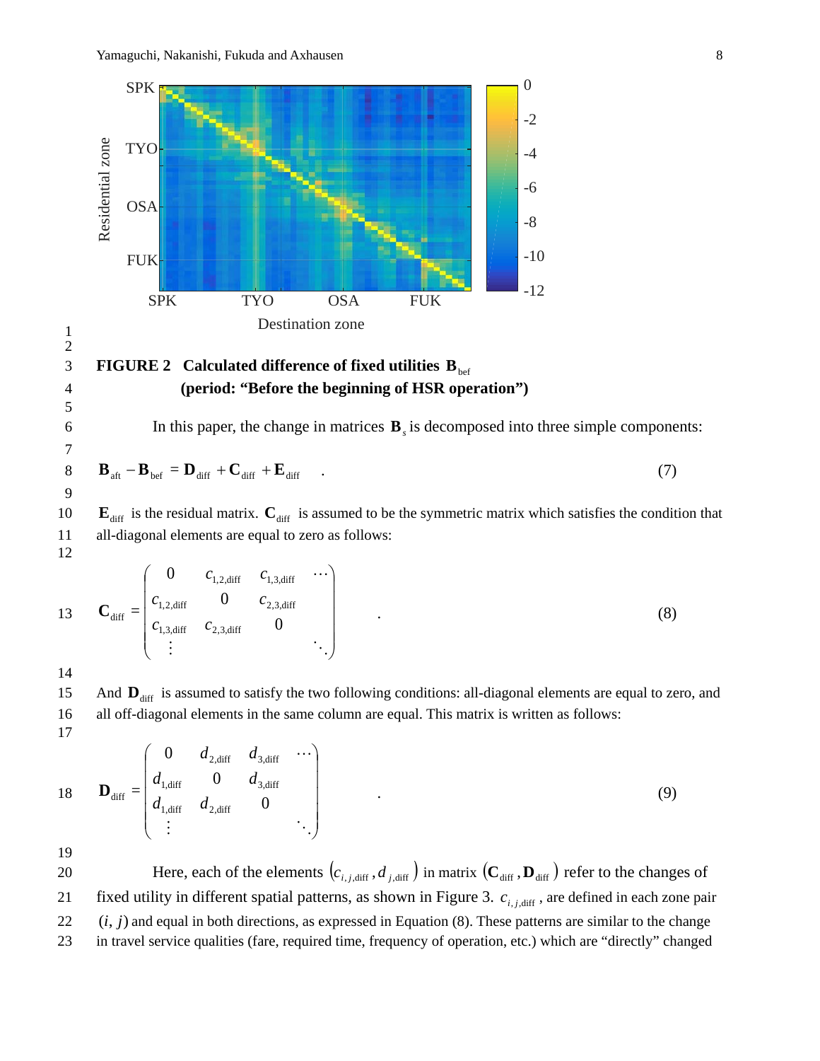**FIGURE 2 Calculated difference of fixed utilities $\mathbf{B}_{\text{bef}}$ (period: "Before the beginning of HSR operation")**

In this paper, the change in matrices $\mathbf{B}_s$ is decomposed into three simple components:

$$\mathbf{B}_{\text{aft}} - \mathbf{B}_{\text{bef}} = \mathbf{D}_{\text{diff}} + \mathbf{C}_{\text{diff}} + \mathbf{E}_{\text{diff}} \quad . \tag{7}$$

$\mathbf{E}_{\text{diff}}$ is the residual matrix. $\mathbf{C}_{\text{diff}}$ is assumed to be the symmetric matrix which satisfies the condition that all-diagonal elements are equal to zero as follows:

$$\mathbf{C}_{\text{diff}} = \begin{pmatrix} 0 & c_{1,2,\text{diff}} & c_{1,3,\text{diff}} & \cdots \\ c_{1,2,\text{diff}} & 0 & c_{2,3,\text{diff}} & \\ c_{1,3,\text{diff}} & c_{2,3,\text{diff}} & 0 & \\ \vdots & & & \ddots \end{pmatrix} \quad . \tag{8}$$

And $\mathbf{D}_{\text{diff}}$ is assumed to satisfy the two following conditions: all-diagonal elements are equal to zero, and all off-diagonal elements in the same column are equal. This matrix is written as follows:

$$\mathbf{D}_{\text{diff}} = \begin{pmatrix} 0 & d_{2,\text{diff}} & d_{3,\text{diff}} & \cdots \\ d_{1,\text{diff}} & 0 & d_{3,\text{diff}} & \\ d_{1,\text{diff}} & d_{2,\text{diff}} & 0 & \\ \vdots & & & \ddots \end{pmatrix} \quad . \tag{9}$$

Here, each of the elements $(c_{i,j,\text{diff}}, d_{j,\text{diff}})$ in matrix $(\mathbf{C}_{\text{diff}}, \mathbf{D}_{\text{diff}})$ refer to the changes of fixed utility in different spatial patterns, as shown in Figure 3. $c_{i,j,\text{diff}}$, are defined in each zone pair $(i, j)$ and equal in both directions, as expressed in Equation (8). These patterns are similar to the change in travel service qualities (fare, required time, frequency of operation, etc.) which are "directly" changed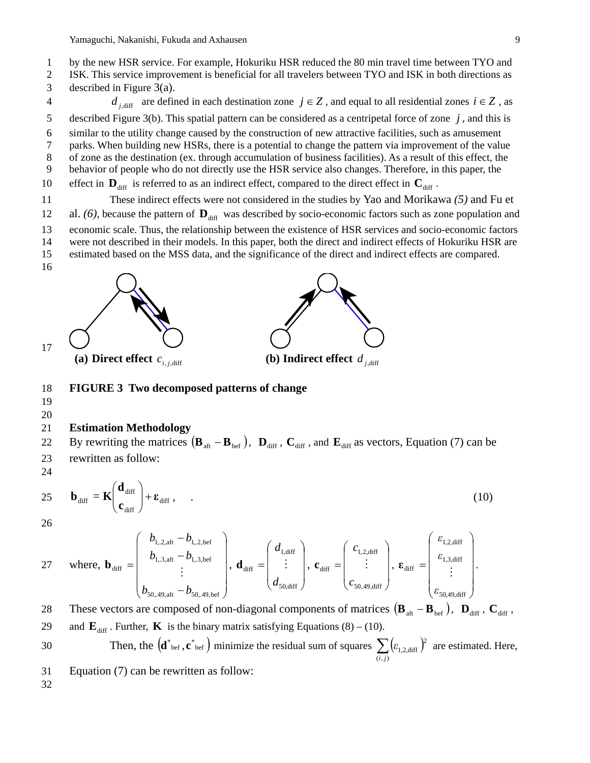by the new HSR service. For example, Hokuriku HSR reduced the 80 min travel time between TYO and ISK. This service improvement is beneficial for all travelers between TYO and ISK in both directions as described in Figure 3(a).

$d_{j,\text{diff}}$ are defined in each destination zone $j \in Z$, and equal to all residential zones $i \in Z$, as described Figure 3(b). This spatial pattern can be considered as a centripetal force of zone $j$, and this is similar to the utility change caused by the construction of new attractive facilities, such as amusement parks. When building new HSRs, there is a potential to change the pattern via improvement of the value of zone as the destination (ex. through accumulation of business facilities). As a result of this effect, the behavior of people who do not directly use the HSR service also changes. Therefore, in this paper, the effect in $\mathbf{D}_{\text{diff}}$ is referred to as an indirect effect, compared to the direct effect in $\mathbf{C}_{\text{diff}}$.

These indirect effects were not considered in the studies by Yao and Morikawa *(5)* and Fu et al. *(6)*, because the pattern of $\mathbf{D}_{\text{diff}}$ was described by socio-economic factors such as zone population and economic scale. Thus, the relationship between the existence of HSR services and socio-economic factors were not described in their models. In this paper, both the direct and indirect effects of Hokuriku HSR are estimated based on the MSS data, and the significance of the direct and indirect effects are compared.

**(a) Direct effect $c_{i,j,\text{diff}}$** **(b) Indirect effect $d_{j,\text{diff}}$**

**FIGURE 3 Two decomposed patterns of change**

**Estimation Methodology**

By rewriting the matrices $(\mathbf{B}_{\text{aft}} - \mathbf{B}_{\text{bef}})$, $\mathbf{D}_{\text{diff}}$, $\mathbf{C}_{\text{diff}}$, and $\mathbf{E}_{\text{diff}}$ as vectors, Equation (7) can be rewritten as follow:

$$\mathbf{b}_{\text{diff}} = \mathbf{K}\begin{pmatrix} \mathbf{d}_{\text{diff}} \\ \mathbf{c}_{\text{diff}} \end{pmatrix} + \boldsymbol{\varepsilon}_{\text{diff}}\,, \quad . \tag{10}$$

where, $\mathbf{b}_{\text{diff}} = \begin{pmatrix} b_{1,.2,\text{aft}} - b_{1,.2,\text{bef}} \\ b_{1,.3,\text{aft}} - b_{1,.3,\text{bef}} \\ \vdots \\ b_{50,.49,\text{aft}} - b_{50,.49,\text{bef}} \end{pmatrix}$, $\mathbf{d}_{\text{diff}} = \begin{pmatrix} d_{1,\text{diff}} \\ \vdots \\ d_{50,\text{diff}} \end{pmatrix}$, $\mathbf{c}_{\text{diff}} = \begin{pmatrix} c_{1,2,\text{diff}} \\ \vdots \\ c_{50,49,\text{diff}} \end{pmatrix}$, $\boldsymbol{\varepsilon}_{\text{diff}} = \begin{pmatrix} \varepsilon_{1,2,\text{diff}} \\ \varepsilon_{1,3,\text{diff}} \\ \vdots \\ \varepsilon_{50,49,\text{diff}} \end{pmatrix}$.

These vectors are composed of non-diagonal components of matrices $(\mathbf{B}_{\text{aft}} - \mathbf{B}_{\text{bef}})$, $\mathbf{D}_{\text{diff}}$, $\mathbf{C}_{\text{diff}}$, and $\mathbf{E}_{\text{diff}}$. Further, $\mathbf{K}$ is the binary matrix satisfying Equations (8) – (10).

Then, the $(\mathbf{d}^*_{\text{bef}}, \mathbf{c}^*_{\text{bef}})$ minimize the residual sum of squares $\sum_{(i,j)} (\varepsilon_{1,2,\text{diff}})^2$ are estimated. Here, Equation (7) can be rewritten as follow: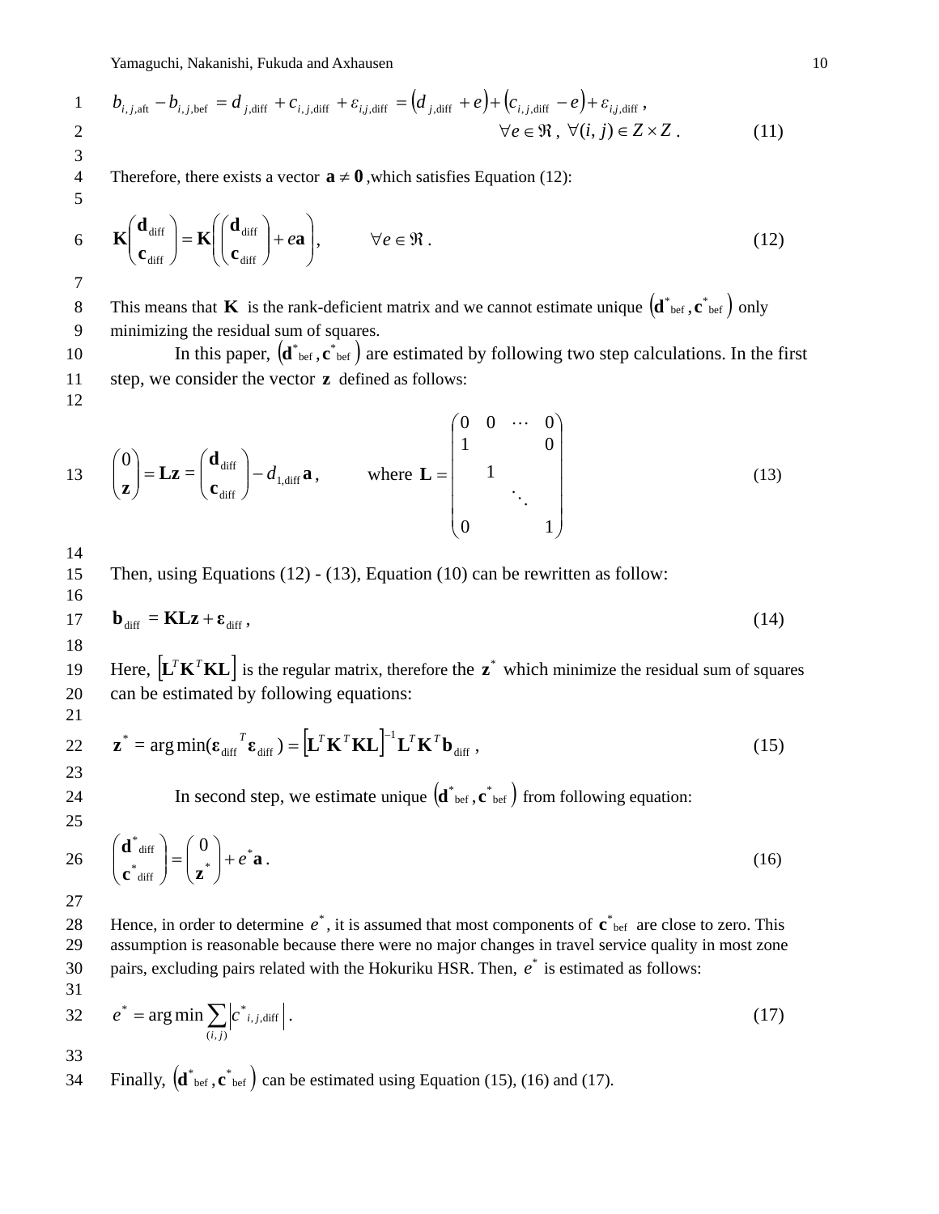$$b_{i,j,\text{aft}} - b_{i,j,\text{bef}} = d_{j,\text{diff}} + c_{i,j,\text{diff}} + \varepsilon_{i,j,\text{diff}} = (d_{j,\text{diff}} + e) + (c_{i,j,\text{diff}} - e) + \varepsilon_{i,j,\text{diff}} ,$$

$$\forall e \in \Re ,\ \forall (i, j) \in Z \times Z . \tag{11}$$

Therefore, there exists a vector $\mathbf{a} \neq \mathbf{0}$ ,which satisfies Equation (12):

$$\mathbf{K}\begin{pmatrix}\mathbf{d}_{\text{diff}}\\ \mathbf{c}_{\text{diff}}\end{pmatrix} = \mathbf{K}\left(\begin{pmatrix}\mathbf{d}_{\text{diff}}\\ \mathbf{c}_{\text{diff}}\end{pmatrix} + e\mathbf{a}\right), \qquad \forall e \in \Re . \tag{12}$$

This means that $\mathbf{K}$ is the rank-deficient matrix and we cannot estimate unique $(\mathbf{d}^*_{\text{bef}}, \mathbf{c}^*_{\text{bef}})$ only minimizing the residual sum of squares.

In this paper, $(\mathbf{d}^*_{\text{bef}}, \mathbf{c}^*_{\text{bef}})$ are estimated by following two step calculations. In the first step, we consider the vector $\mathbf{z}$ defined as follows:

$$\begin{pmatrix}0\\ \mathbf{z}\end{pmatrix} = \mathbf{L}\mathbf{z} = \begin{pmatrix}\mathbf{d}_{\text{diff}}\\ \mathbf{c}_{\text{diff}}\end{pmatrix} - d_{1,\text{diff}}\mathbf{a}, \qquad \text{where } \mathbf{L} = \begin{pmatrix} 0 & 0 & \cdots & 0 \\ 1 & & & 0 \\ & 1 & & \\ & & \ddots & \\ 0 & & & 1 \end{pmatrix} \tag{13}$$

Then, using Equations (12) - (13), Equation (10) can be rewritten as follow:

$$\mathbf{b}_{\text{diff}} = \mathbf{KLz} + \boldsymbol{\varepsilon}_{\text{diff}} , \tag{14}$$

Here, $[\mathbf{L}^T\mathbf{K}^T\mathbf{KL}]$ is the regular matrix, therefore the $\mathbf{z}^*$ which minimize the residual sum of squares can be estimated by following equations:

$$\mathbf{z}^* = \arg\min(\boldsymbol{\varepsilon}_{\text{diff}}{}^T\boldsymbol{\varepsilon}_{\text{diff}}) = [\mathbf{L}^T\mathbf{K}^T\mathbf{KL}]^{-1}\mathbf{L}^T\mathbf{K}^T\mathbf{b}_{\text{diff}} , \tag{15}$$

In second step, we estimate unique $(\mathbf{d}^*_{\text{bef}}, \mathbf{c}^*_{\text{bef}})$ from following equation:

$$\begin{pmatrix}\mathbf{d}^*_{\text{diff}}\\ \mathbf{c}^*_{\text{diff}}\end{pmatrix} = \begin{pmatrix}0\\ \mathbf{z}^*\end{pmatrix} + e^*\mathbf{a} . \tag{16}$$

Hence, in order to determine $e^*$, it is assumed that most components of $\mathbf{c}^*_{\text{bef}}$ are close to zero. This assumption is reasonable because there were no major changes in travel service quality in most zone pairs, excluding pairs related with the Hokuriku HSR. Then, $e^*$ is estimated as follows:

$$e^* = \arg\min \sum_{(i,j)} \left| c^*_{i,j,\text{diff}} \right| . \tag{17}$$

Finally, $(\mathbf{d}^*_{\text{bef}}, \mathbf{c}^*_{\text{bef}})$ can be estimated using Equation (15), (16) and (17).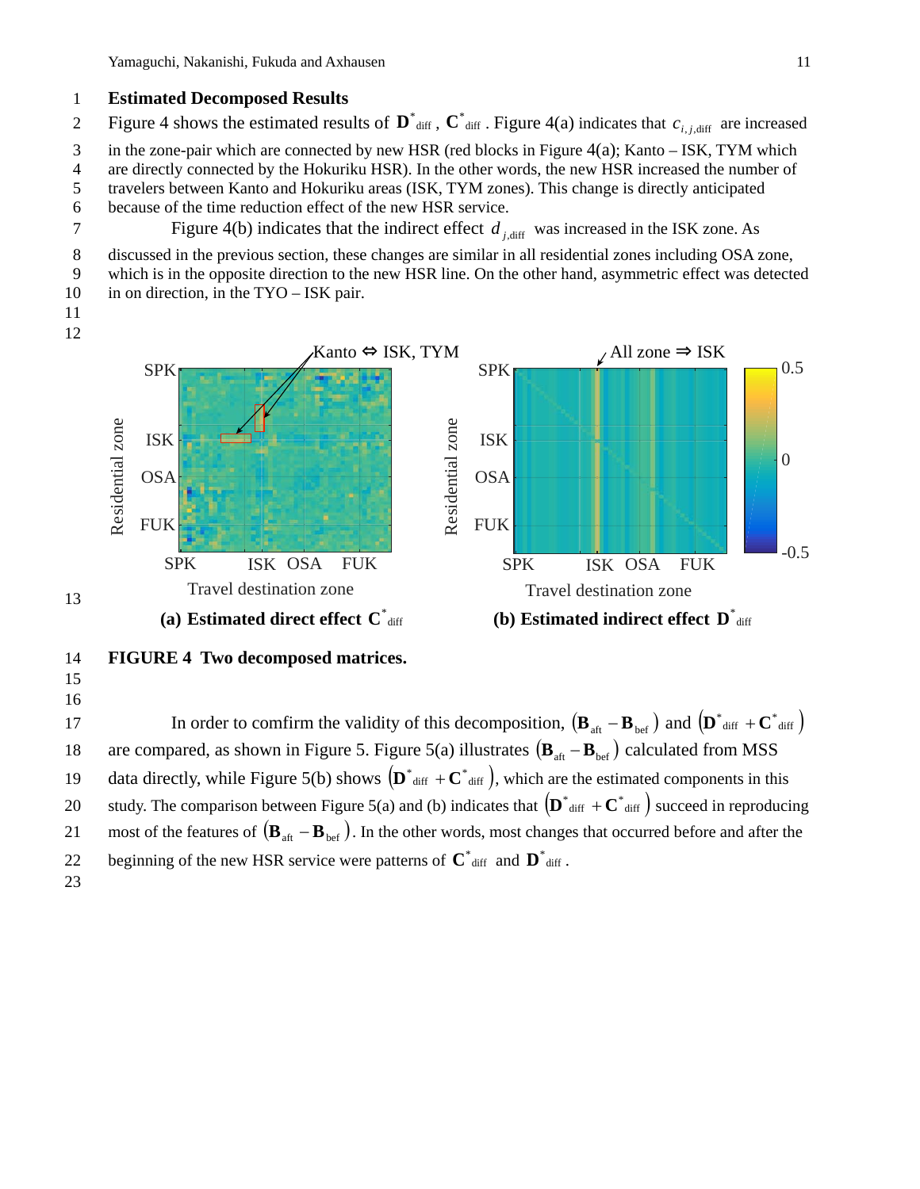### Estimated Decomposed Results

Figure 4 shows the estimated results of $\mathbf{D}^{*}_{\text{diff}}$, $\mathbf{C}^{*}_{\text{diff}}$. Figure 4(a) indicates that $c_{i,j,\text{diff}}$ are increased in the zone-pair which are connected by new HSR (red blocks in Figure 4(a); Kanto – ISK, TYM which are directly connected by the Hokuriku HSR). In the other words, the new HSR increased the number of travelers between Kanto and Hokuriku areas (ISK, TYM zones). This change is directly anticipated because of the time reduction effect of the new HSR service.

Figure 4(b) indicates that the indirect effect $d_{j,\text{diff}}$ was increased in the ISK zone. As discussed in the previous section, these changes are similar in all residential zones including OSA zone, which is in the opposite direction to the new HSR line. On the other hand, asymmetric effect was detected in on direction, in the TYO – ISK pair.

(a) Estimated direct effect $\mathbf{C}^{*}_{\text{diff}}$ (b) Estimated indirect effect $\mathbf{D}^{*}_{\text{diff}}$

**FIGURE 4 Two decomposed matrices.**

In order to comfirm the validity of this decomposition, $(\mathbf{B}_{\text{aft}} - \mathbf{B}_{\text{bef}})$ and $(\mathbf{D}^{*}_{\text{diff}} + \mathbf{C}^{*}_{\text{diff}})$ are compared, as shown in Figure 5. Figure 5(a) illustrates $(\mathbf{B}_{\text{aft}} - \mathbf{B}_{\text{bef}})$ calculated from MSS data directly, while Figure 5(b) shows $(\mathbf{D}^{*}_{\text{diff}} + \mathbf{C}^{*}_{\text{diff}})$, which are the estimated components in this study. The comparison between Figure 5(a) and (b) indicates that $(\mathbf{D}^{*}_{\text{diff}} + \mathbf{C}^{*}_{\text{diff}})$ succeed in reproducing most of the features of $(\mathbf{B}_{\text{aft}} - \mathbf{B}_{\text{bef}})$. In the other words, most changes that occurred before and after the beginning of the new HSR service were patterns of $\mathbf{C}^{*}_{\text{diff}}$ and $\mathbf{D}^{*}_{\text{diff}}$.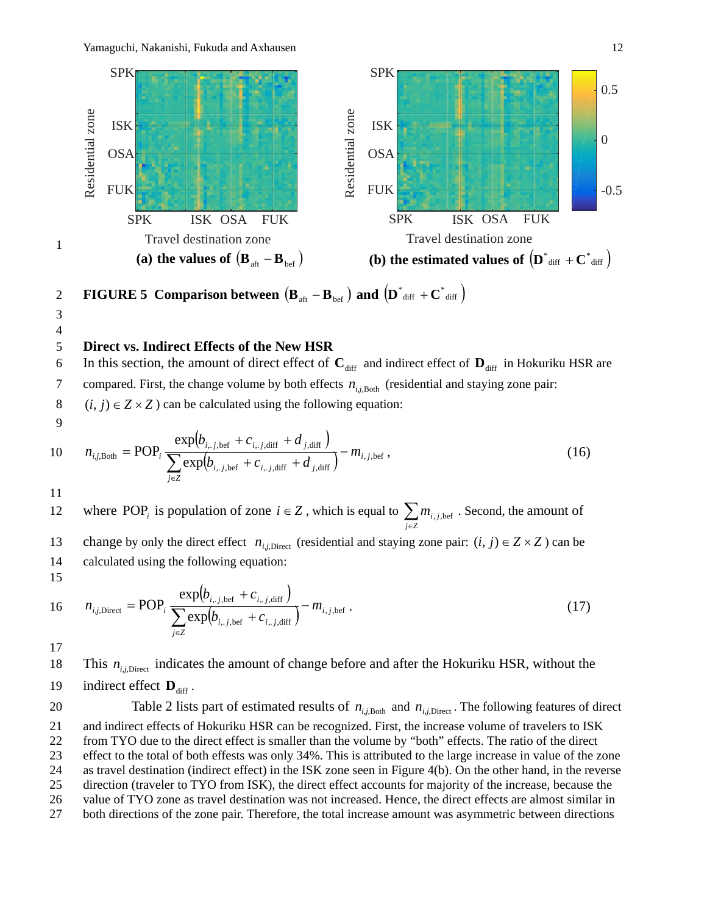(a) the values of $\left(\mathbf{B}_{\text{aft}} - \mathbf{B}_{\text{bef}}\right)$

(b) the estimated values of $\left(\mathbf{D}^{*}_{\text{diff}} + \mathbf{C}^{*}_{\text{diff}}\right)$

**FIGURE 5 Comparison between $\left(\mathbf{B}_{\text{aft}} - \mathbf{B}_{\text{bef}}\right)$ and $\left(\mathbf{D}^{*}_{\text{diff}} + \mathbf{C}^{*}_{\text{diff}}\right)$**

## Direct vs. Indirect Effects of the New HSR

In this section, the amount of direct effect of $\mathbf{C}_{\text{diff}}$ and indirect effect of $\mathbf{D}_{\text{diff}}$ in Hokuriku HSR are compared. First, the change volume by both effects $n_{i,j,\text{Both}}$ (residential and staying zone pair: $(i, j) \in Z \times Z$ ) can be calculated using the following equation:

$$n_{i,j,\text{Both}} = \text{POP}_i \frac{\exp\left(b_{i,.j,\text{bef}} + c_{i,.j,\text{diff}} + d_{j,\text{diff}}\right)}{\sum_{j \in Z} \exp\left(b_{i,.j,\text{bef}} + c_{i,.j,\text{diff}} + d_{j,\text{diff}}\right)} - m_{i,j,\text{bef}}, \tag{16}$$

where $\text{POP}_i$ is population of zone $i \in Z$, which is equal to $\sum_{j \in Z} m_{i,j,\text{bef}}$. Second, the amount of change by only the direct effect $n_{i,j,\text{Direct}}$ (residential and staying zone pair: $(i, j) \in Z \times Z$ ) can be calculated using the following equation:

$$n_{i,j,\text{Direct}} = \text{POP}_i \frac{\exp\left(b_{i,.j,\text{bef}} + c_{i,.j,\text{diff}}\right)}{\sum_{j \in Z} \exp\left(b_{i,.j,\text{bef}} + c_{i,.j,\text{diff}}\right)} - m_{i,j,\text{bef}}. \tag{17}$$

This $n_{i,j,\text{Direct}}$ indicates the amount of change before and after the Hokuriku HSR, without the indirect effect $\mathbf{D}_{\text{diff}}$.

Table 2 lists part of estimated results of $n_{i,j,\text{Both}}$ and $n_{i,j,\text{Direct}}$. The following features of direct and indirect effects of Hokuriku HSR can be recognized. First, the increase volume of travelers to ISK from TYO due to the direct effect is smaller than the volume by "both" effects. The ratio of the direct effect to the total of both effests was only 34%. This is attributed to the large increase in value of the zone as travel destination (indirect effect) in the ISK zone seen in Figure 4(b). On the other hand, in the reverse direction (traveler to TYO from ISK), the direct effect accounts for majority of the increase, because the value of TYO zone as travel destination was not increased. Hence, the direct effects are almost similar in both directions of the zone pair. Therefore, the total increase amount was asymmetric between directions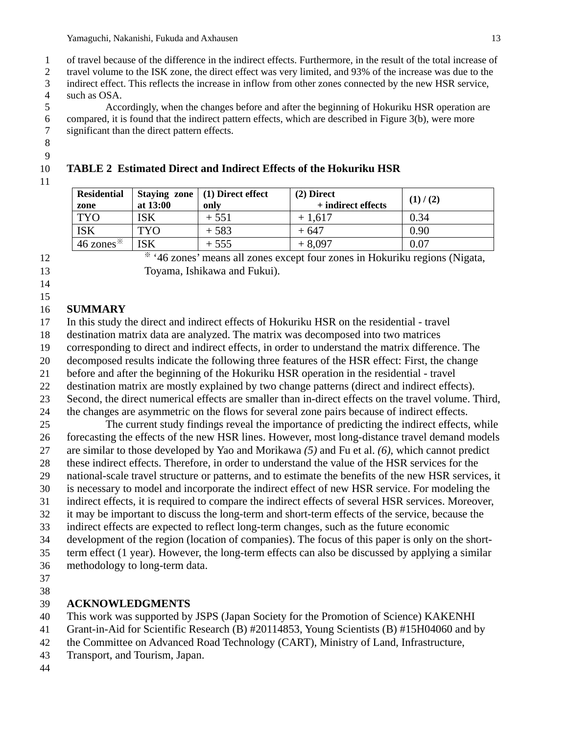of travel because of the difference in the indirect effects. Furthermore, in the result of the total increase of travel volume to the ISK zone, the direct effect was very limited, and 93% of the increase was due to the indirect effect. This reflects the increase in inflow from other zones connected by the new HSR service, such as OSA.

Accordingly, when the changes before and after the beginning of Hokuriku HSR operation are compared, it is found that the indirect pattern effects, which are described in Figure 3(b), were more significant than the direct pattern effects.

**TABLE 2 Estimated Direct and Indirect Effects of the Hokuriku HSR**

| Residential zone | Staying zone at 13:00 | (1) Direct effect only | (2) Direct + indirect effects | (1) / (2) |
|---|---|---|---|---|
| TYO | ISK | + 551 | + 1,617 | 0.34 |
| ISK | TYO | + 583 | + 647 | 0.90 |
| 46 zones※ | ISK | + 555 | + 8,097 | 0.07 |

※ '46 zones' means all zones except four zones in Hokuriku regions (Nigata, Toyama, Ishikawa and Fukui).

## SUMMARY

In this study the direct and indirect effects of Hokuriku HSR on the residential - travel destination matrix data are analyzed. The matrix was decomposed into two matrices corresponding to direct and indirect effects, in order to understand the matrix difference. The decomposed results indicate the following three features of the HSR effect: First, the change before and after the beginning of the Hokuriku HSR operation in the residential - travel destination matrix are mostly explained by two change patterns (direct and indirect effects). Second, the direct numerical effects are smaller than in-direct effects on the travel volume. Third, the changes are asymmetric on the flows for several zone pairs because of indirect effects.

The current study findings reveal the importance of predicting the indirect effects, while forecasting the effects of the new HSR lines. However, most long-distance travel demand models are similar to those developed by Yao and Morikawa *(5)* and Fu et al. *(6)*, which cannot predict these indirect effects. Therefore, in order to understand the value of the HSR services for the national-scale travel structure or patterns, and to estimate the benefits of the new HSR services, it is necessary to model and incorporate the indirect effect of new HSR service. For modeling the indirect effects, it is required to compare the indirect effects of several HSR services. Moreover, it may be important to discuss the long-term and short-term effects of the service, because the indirect effects are expected to reflect long-term changes, such as the future economic development of the region (location of companies). The focus of this paper is only on the short-term effect (1 year). However, the long-term effects can also be discussed by applying a similar methodology to long-term data.

## ACKNOWLEDGMENTS

This work was supported by JSPS (Japan Society for the Promotion of Science) KAKENHI Grant-in-Aid for Scientific Research (B) #20114853, Young Scientists (B) #15H04060 and by the Committee on Advanced Road Technology (CART), Ministry of Land, Infrastructure, Transport, and Tourism, Japan.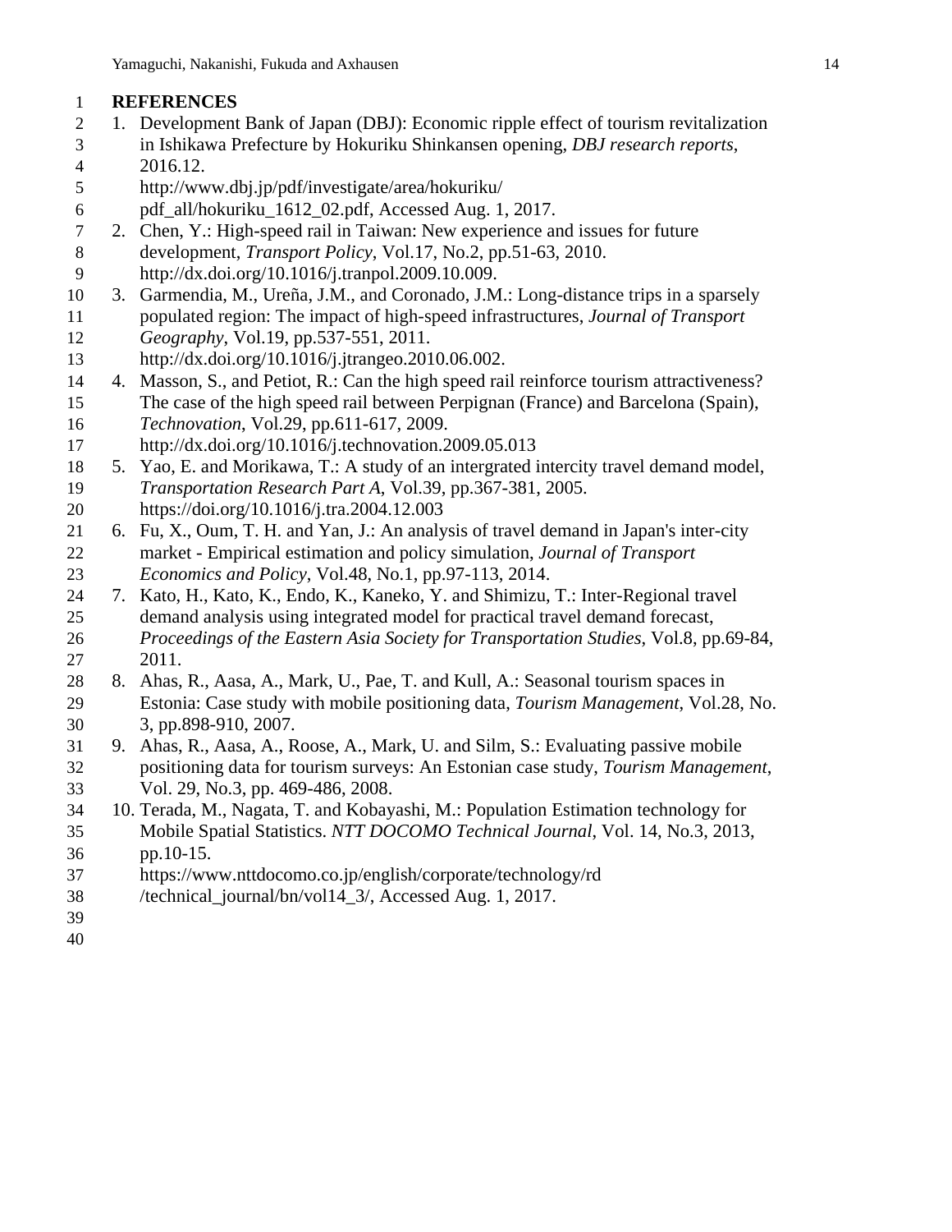## REFERENCES

1. Development Bank of Japan (DBJ): Economic ripple effect of tourism revitalization in Ishikawa Prefecture by Hokuriku Shinkansen opening, *DBJ research reports*, 2016.12. http://www.dbj.jp/pdf/investigate/area/hokuriku/ pdf_all/hokuriku_1612_02.pdf, Accessed Aug. 1, 2017.
2. Chen, Y.: High-speed rail in Taiwan: New experience and issues for future development, *Transport Policy*, Vol.17, No.2, pp.51-63, 2010. http://dx.doi.org/10.1016/j.tranpol.2009.10.009.
3. Garmendia, M., Ureña, J.M., and Coronado, J.M.: Long-distance trips in a sparsely populated region: The impact of high-speed infrastructures, *Journal of Transport Geography*, Vol.19, pp.537-551, 2011. http://dx.doi.org/10.1016/j.jtrangeo.2010.06.002.
4. Masson, S., and Petiot, R.: Can the high speed rail reinforce tourism attractiveness? The case of the high speed rail between Perpignan (France) and Barcelona (Spain), *Technovation*, Vol.29, pp.611-617, 2009. http://dx.doi.org/10.1016/j.technovation.2009.05.013
5. Yao, E. and Morikawa, T.: A study of an intergrated intercity travel demand model, *Transportation Research Part A*, Vol.39, pp.367-381, 2005. https://doi.org/10.1016/j.tra.2004.12.003
6. Fu, X., Oum, T. H. and Yan, J.: An analysis of travel demand in Japan's inter-city market - Empirical estimation and policy simulation, *Journal of Transport Economics and Policy*, Vol.48, No.1, pp.97-113, 2014.
7. Kato, H., Kato, K., Endo, K., Kaneko, Y. and Shimizu, T.: Inter-Regional travel demand analysis using integrated model for practical travel demand forecast, *Proceedings of the Eastern Asia Society for Transportation Studies*, Vol.8, pp.69-84, 2011.
8. Ahas, R., Aasa, A., Mark, U., Pae, T. and Kull, A.: Seasonal tourism spaces in Estonia: Case study with mobile positioning data, *Tourism Management*, Vol.28, No. 3, pp.898-910, 2007.
9. Ahas, R., Aasa, A., Roose, A., Mark, U. and Silm, S.: Evaluating passive mobile positioning data for tourism surveys: An Estonian case study, *Tourism Management*, Vol. 29, No.3, pp. 469-486, 2008.
10. Terada, M., Nagata, T. and Kobayashi, M.: Population Estimation technology for Mobile Spatial Statistics. *NTT DOCOMO Technical Journal*, Vol. 14, No.3, 2013, pp.10-15. https://www.nttdocomo.co.jp/english/corporate/technology/rd /technical_journal/bn/vol14_3/, Accessed Aug. 1, 2017.